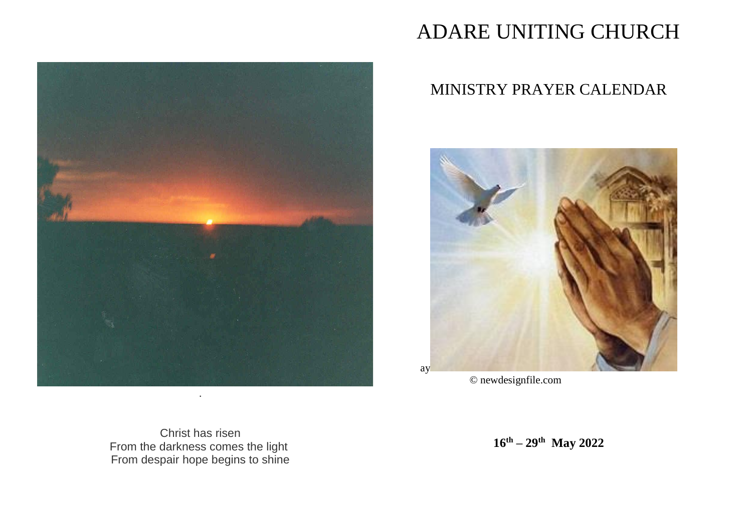Christ has risen
From the darkness comes the light
From despair hope begins to shine

# ADARE UNITING CHURCH

## MINISTRY PRAYER CALENDAR

ay

© newdesignfile.com

**16th – 29th May 2022**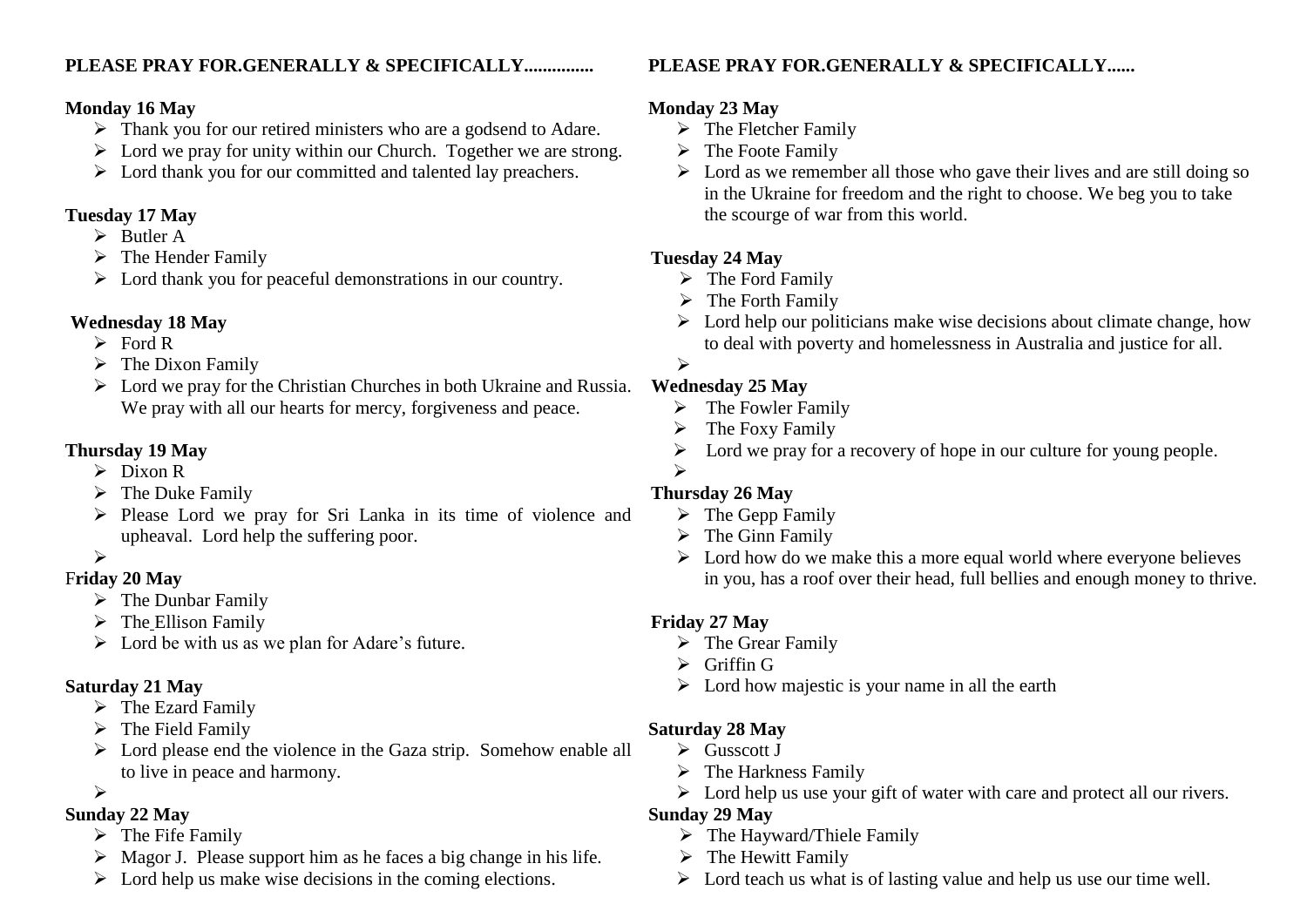**PLEASE PRAY FOR.GENERALLY & SPECIFICALLY...............**

**Monday 16 May**

- Thank you for our retired ministers who are a godsend to Adare.
- Lord we pray for unity within our Church. Together we are strong.
- Lord thank you for our committed and talented lay preachers.

**Tuesday 17 May**

- Butler A
- The Hender Family
- Lord thank you for peaceful demonstrations in our country.

**Wednesday 18 May**

- Ford R
- The Dixon Family
- Lord we pray for the Christian Churches in both Ukraine and Russia. We pray with all our hearts for mercy, forgiveness and peace.

**Thursday 19 May**

- Dixon R
- The Duke Family
- Please Lord we pray for Sri Lanka in its time of violence and upheaval. Lord help the suffering poor.

**Friday 20 May**

- The Dunbar Family
- The Ellison Family
- Lord be with us as we plan for Adare's future.

**Saturday 21 May**

- The Ezard Family
- The Field Family
- Lord please end the violence in the Gaza strip. Somehow enable all to live in peace and harmony.

**Sunday 22 May**

- The Fife Family
- Magor J. Please support him as he faces a big change in his life.
- Lord help us make wise decisions in the coming elections.

**PLEASE PRAY FOR.GENERALLY & SPECIFICALLY......**

**Monday 23 May**

- The Fletcher Family
- The Foote Family
- Lord as we remember all those who gave their lives and are still doing so in the Ukraine for freedom and the right to choose. We beg you to take the scourge of war from this world.

**Tuesday 24 May**

- The Ford Family
- The Forth Family
- Lord help our politicians make wise decisions about climate change, how to deal with poverty and homelessness in Australia and justice for all.

**Wednesday 25 May**

- The Fowler Family
- The Foxy Family
- Lord we pray for a recovery of hope in our culture for young people.

**Thursday 26 May**

- The Gepp Family
- The Ginn Family
- Lord how do we make this a more equal world where everyone believes in you, has a roof over their head, full bellies and enough money to thrive.

**Friday 27 May**

- The Grear Family
- Griffin G
- Lord how majestic is your name in all the earth

**Saturday 28 May**

- Gusscott J
- The Harkness Family
- Lord help us use your gift of water with care and protect all our rivers.

**Sunday 29 May**

- The Hayward/Thiele Family
- The Hewitt Family
- Lord teach us what is of lasting value and help us use our time well.